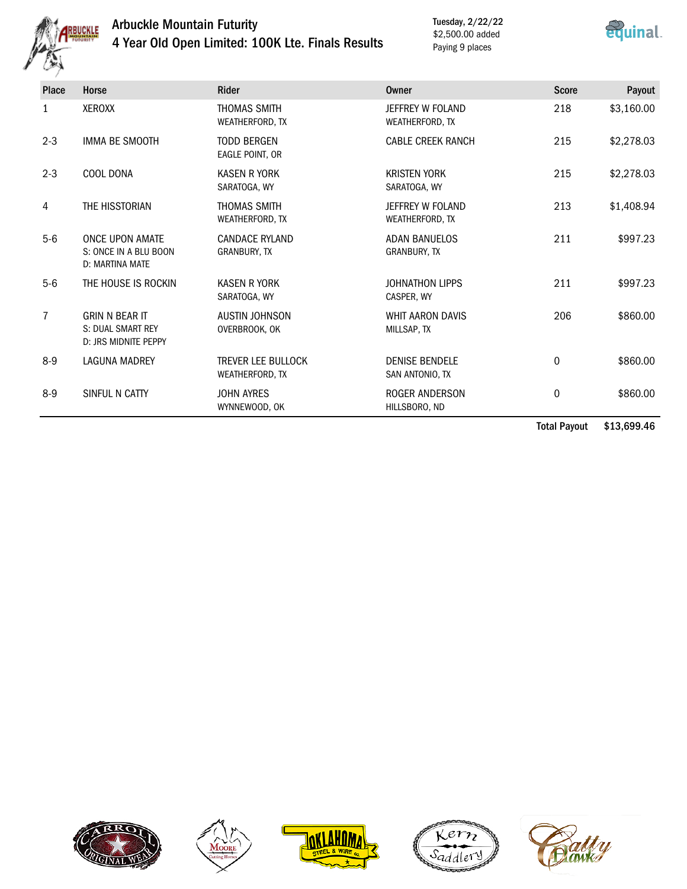# Arbuckle Mountain Futurity

## 4 Year Old Open Limited: 100K Lte. Finals Results

Tuesday, 2/22/22
$2,500.00 added
Paying 9 places

| Place | Horse | Rider | Owner | Score | Payout |
|---|---|---|---|---|---|
| 1 | XEROXX | THOMAS SMITH<br>WEATHERFORD, TX | JEFFREY W FOLAND<br>WEATHERFORD, TX | 218 | $3,160.00 |
| 2-3 | IMMA BE SMOOTH | TODD BERGEN<br>EAGLE POINT, OR | CABLE CREEK RANCH | 215 | $2,278.03 |
| 2-3 | COOL DONA | KASEN R YORK<br>SARATOGA, WY | KRISTEN YORK<br>SARATOGA, WY | 215 | $2,278.03 |
| 4 | THE HISSTORIAN | THOMAS SMITH<br>WEATHERFORD, TX | JEFFREY W FOLAND<br>WEATHERFORD, TX | 213 | $1,408.94 |
| 5-6 | ONCE UPON AMATE<br>S: ONCE IN A BLU BOON<br>D: MARTINA MATE | CANDACE RYLAND<br>GRANBURY, TX | ADAN BANUELOS<br>GRANBURY, TX | 211 | $997.23 |
| 5-6 | THE HOUSE IS ROCKIN | KASEN R YORK<br>SARATOGA, WY | JOHNATHON LIPPS<br>CASPER, WY | 211 | $997.23 |
| 7 | GRIN N BEAR IT<br>S: DUAL SMART REY<br>D: JRS MIDNITE PEPPY | AUSTIN JOHNSON<br>OVERBROOK, OK | WHIT AARON DAVIS<br>MILLSAP, TX | 206 | $860.00 |
| 8-9 | LAGUNA MADREY | TREVER LEE BULLOCK<br>WEATHERFORD, TX | DENISE BENDELE<br>SAN ANTONIO, TX | 0 | $860.00 |
| 8-9 | SINFUL N CATTY | JOHN AYRES<br>WYNNEWOOD, OK | ROGER ANDERSON<br>HILLSBORO, ND | 0 | $860.00 |
| | | | | **Total Payout** | **$13,699.46** |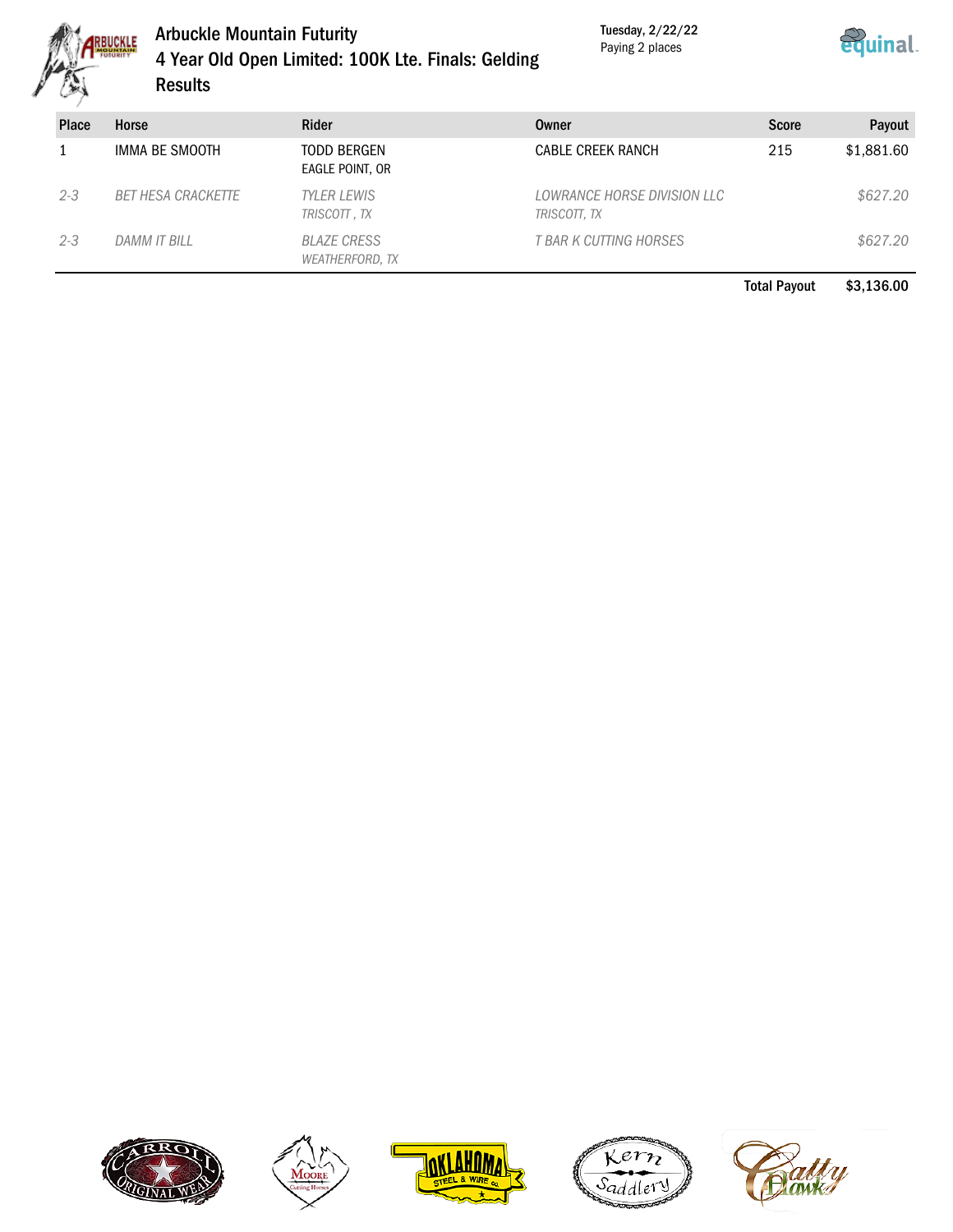# Arbuckle Mountain Futurity

## 4 Year Old Open Limited: 100K Lte. Finals: Gelding

## Results

Tuesday, 2/22/22
Paying 2 places

| Place | Horse | Rider | Owner | Score | Payout |
|---|---|---|---|---|---|
| 1 | IMMA BE SMOOTH | TODD BERGEN<br>EAGLE POINT, OR | CABLE CREEK RANCH | 215 | $1,881.60 |
| *2-3* | *BET HESA CRACKETTE* | *TYLER LEWIS*<br>*TRISCOTT , TX* | *LOWRANCE HORSE DIVISION LLC*<br>*TRISCOTT, TX* | | *$627.20* |
| *2-3* | *DAMM IT BILL* | *BLAZE CRESS*<br>*WEATHERFORD, TX* | *T BAR K CUTTING HORSES* | | *$627.20* |

**Total Payout** **$3,136.00**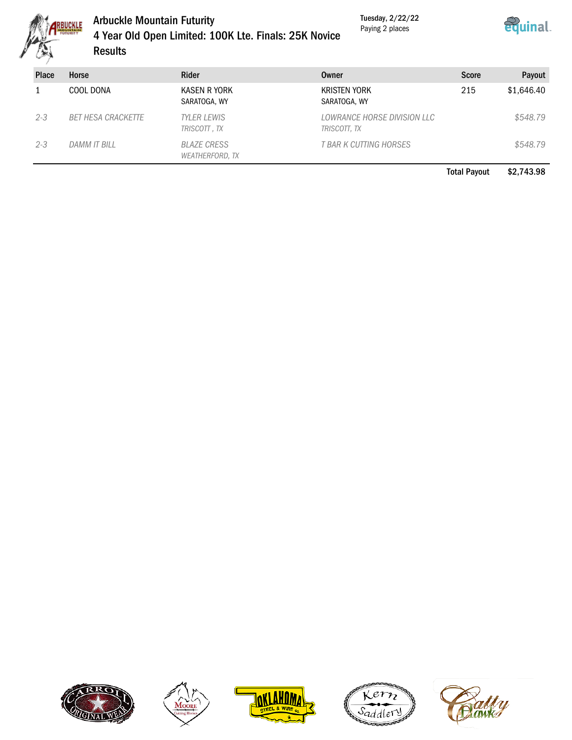# Arbuckle Mountain Futurity

## 4 Year Old Open Limited: 100K Lte. Finals: 25K Novice

## Results

Tuesday, 2/22/22
Paying 2 places

| Place | Horse | Rider | Owner | Score | Payout |
|---|---|---|---|---|---|
| 1 | COOL DONA | KASEN R YORK<br>SARATOGA, WY | KRISTEN YORK<br>SARATOGA, WY | 215 | $1,646.40 |
| *2-3* | *BET HESA CRACKETTE* | *TYLER LEWIS<br>TRISCOTT , TX* | *LOWRANCE HORSE DIVISION LLC<br>TRISCOTT, TX* | | *$548.79* |
| *2-3* | *DAMM IT BILL* | *BLAZE CRESS<br>WEATHERFORD, TX* | *T BAR K CUTTING HORSES* | | *$548.79* |

**Total Payout** **$2,743.98**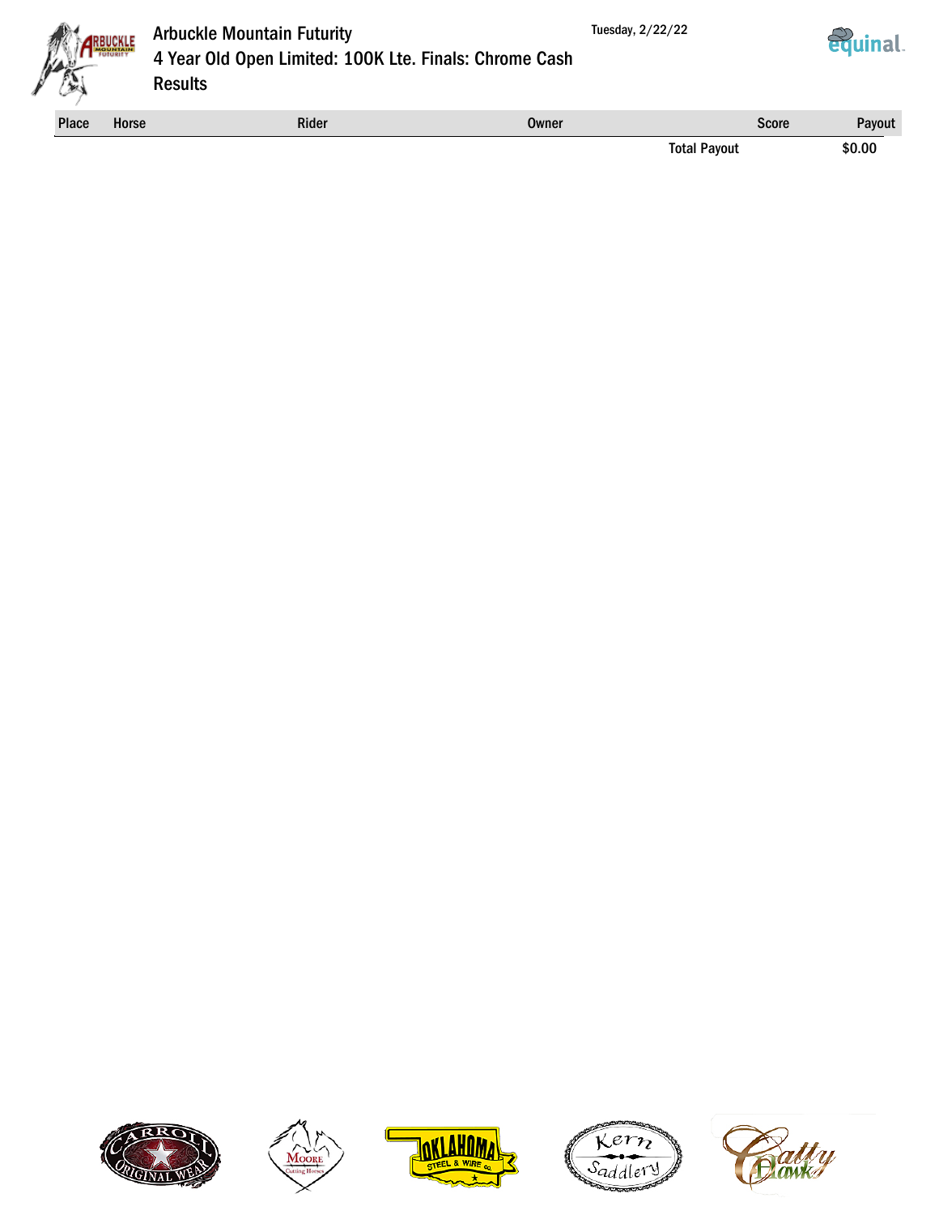# Arbuckle Mountain Futurity

## 4 Year Old Open Limited: 100K Lte. Finals: Chrome Cash

### Results

Tuesday, 2/22/22

| Place | Horse | Rider | Owner | Score | Payout |
|---|---|---|---|---|---|
| | | | | Total Payout | $0.00 |